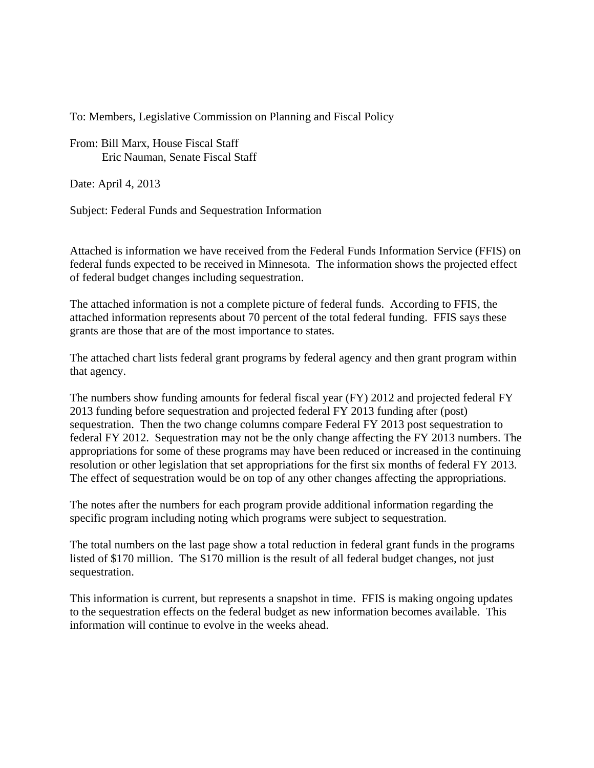To: Members, Legislative Commission on Planning and Fiscal Policy

From: Bill Marx, House Fiscal Staff
Eric Nauman, Senate Fiscal Staff

Date: April 4, 2013

Subject: Federal Funds and Sequestration Information

Attached is information we have received from the Federal Funds Information Service (FFIS) on federal funds expected to be received in Minnesota. The information shows the projected effect of federal budget changes including sequestration.

The attached information is not a complete picture of federal funds. According to FFIS, the attached information represents about 70 percent of the total federal funding. FFIS says these grants are those that are of the most importance to states.

The attached chart lists federal grant programs by federal agency and then grant program within that agency.

The numbers show funding amounts for federal fiscal year (FY) 2012 and projected federal FY 2013 funding before sequestration and projected federal FY 2013 funding after (post) sequestration. Then the two change columns compare Federal FY 2013 post sequestration to federal FY 2012. Sequestration may not be the only change affecting the FY 2013 numbers. The appropriations for some of these programs may have been reduced or increased in the continuing resolution or other legislation that set appropriations for the first six months of federal FY 2013. The effect of sequestration would be on top of any other changes affecting the appropriations.

The notes after the numbers for each program provide additional information regarding the specific program including noting which programs were subject to sequestration.

The total numbers on the last page show a total reduction in federal grant funds in the programs listed of $170 million. The $170 million is the result of all federal budget changes, not just sequestration.

This information is current, but represents a snapshot in time. FFIS is making ongoing updates to the sequestration effects on the federal budget as new information becomes available. This information will continue to evolve in the weeks ahead.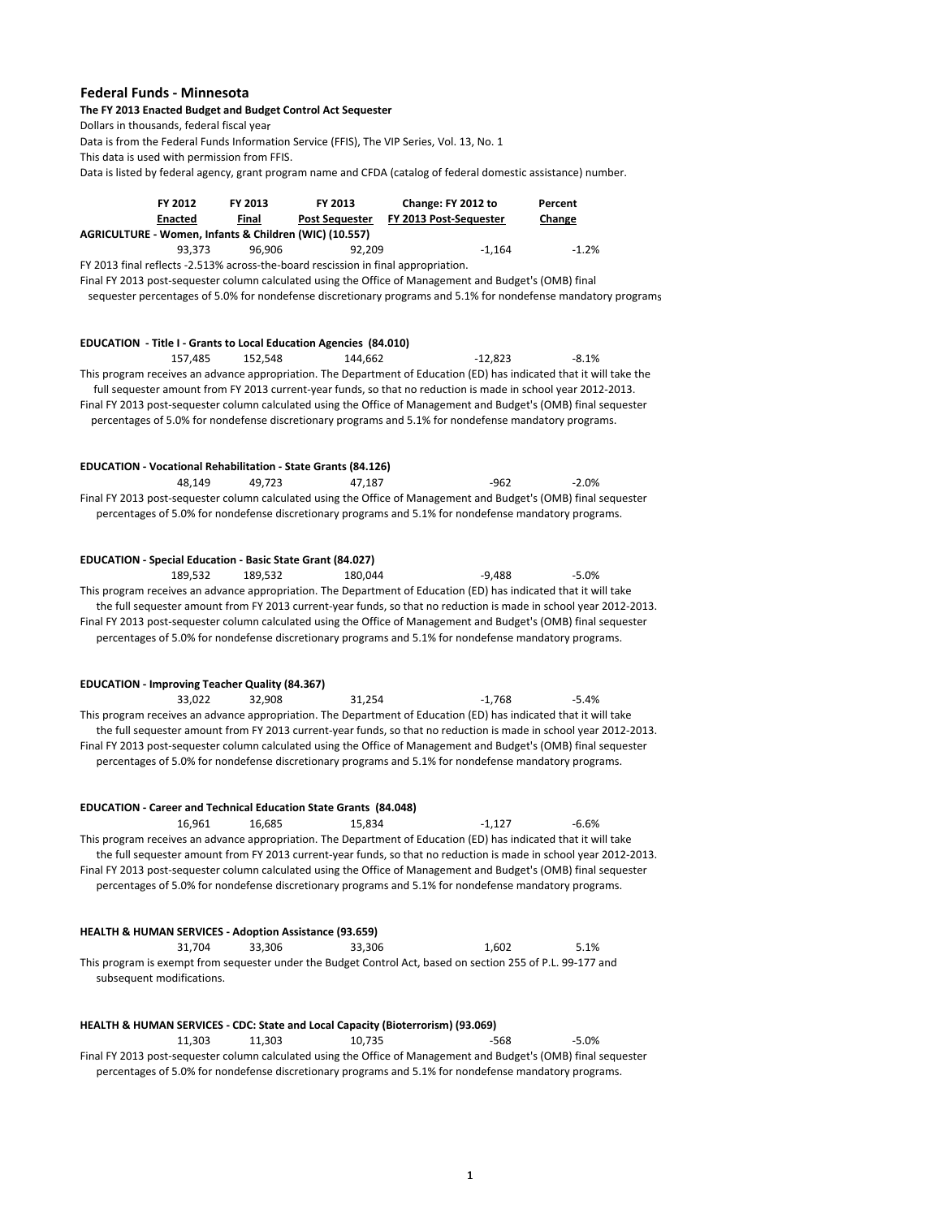# Federal Funds - Minnesota

**The FY 2013 Enacted Budget and Budget Control Act Sequester**

Dollars in thousands, federal fiscal year

Data is from the Federal Funds Information Service (FFIS), The VIP Series, Vol. 13, No. 1

This data is used with permission from FFIS.

Data is listed by federal agency, grant program name and CFDA (catalog of federal domestic assistance) number.

| Program | FY 2012 Enacted | FY 2013 Final | FY 2013 Post Sequester | Change: FY 2012 to FY 2013 Post-Sequester | Percent Change |
|---|---|---|---|---|---|
| **AGRICULTURE - Women, Infants & Children (WIC) (10.557)** | 93,373 | 96,906 | 92,209 | -1,164 | -1.2% |

FY 2013 final reflects -2.513% across-the-board rescission in final appropriation.
Final FY 2013 post-sequester column calculated using the Office of Management and Budget's (OMB) final sequester percentages of 5.0% for nondefense discretionary programs and 5.1% for nondefense mandatory programs

| Program | FY 2012 Enacted | FY 2013 Final | FY 2013 Post Sequester | Change: FY 2012 to FY 2013 Post-Sequester | Percent Change |
|---|---|---|---|---|---|
| **EDUCATION - Title I - Grants to Local Education Agencies (84.010)** | 157,485 | 152,548 | 144,662 | -12,823 | -8.1% |

This program receives an advance appropriation. The Department of Education (ED) has indicated that it will take the full sequester amount from FY 2013 current-year funds, so that no reduction is made in school year 2012-2013.
Final FY 2013 post-sequester column calculated using the Office of Management and Budget's (OMB) final sequester percentages of 5.0% for nondefense discretionary programs and 5.1% for nondefense mandatory programs.

| Program | FY 2012 Enacted | FY 2013 Final | FY 2013 Post Sequester | Change: FY 2012 to FY 2013 Post-Sequester | Percent Change |
|---|---|---|---|---|---|
| **EDUCATION - Vocational Rehabilitation - State Grants (84.126)** | 48,149 | 49,723 | 47,187 | -962 | -2.0% |

Final FY 2013 post-sequester column calculated using the Office of Management and Budget's (OMB) final sequester percentages of 5.0% for nondefense discretionary programs and 5.1% for nondefense mandatory programs.

| Program | FY 2012 Enacted | FY 2013 Final | FY 2013 Post Sequester | Change: FY 2012 to FY 2013 Post-Sequester | Percent Change |
|---|---|---|---|---|---|
| **EDUCATION - Special Education - Basic State Grant (84.027)** | 189,532 | 189,532 | 180,044 | -9,488 | -5.0% |

This program receives an advance appropriation. The Department of Education (ED) has indicated that it will take the full sequester amount from FY 2013 current-year funds, so that no reduction is made in school year 2012-2013.
Final FY 2013 post-sequester column calculated using the Office of Management and Budget's (OMB) final sequester percentages of 5.0% for nondefense discretionary programs and 5.1% for nondefense mandatory programs.

| Program | FY 2012 Enacted | FY 2013 Final | FY 2013 Post Sequester | Change: FY 2012 to FY 2013 Post-Sequester | Percent Change |
|---|---|---|---|---|---|
| **EDUCATION - Improving Teacher Quality (84.367)** | 33,022 | 32,908 | 31,254 | -1,768 | -5.4% |

This program receives an advance appropriation. The Department of Education (ED) has indicated that it will take the full sequester amount from FY 2013 current-year funds, so that no reduction is made in school year 2012-2013.
Final FY 2013 post-sequester column calculated using the Office of Management and Budget's (OMB) final sequester percentages of 5.0% for nondefense discretionary programs and 5.1% for nondefense mandatory programs.

| Program | FY 2012 Enacted | FY 2013 Final | FY 2013 Post Sequester | Change: FY 2012 to FY 2013 Post-Sequester | Percent Change |
|---|---|---|---|---|---|
| **EDUCATION - Career and Technical Education State Grants (84.048)** | 16,961 | 16,685 | 15,834 | -1,127 | -6.6% |

This program receives an advance appropriation. The Department of Education (ED) has indicated that it will take the full sequester amount from FY 2013 current-year funds, so that no reduction is made in school year 2012-2013.
Final FY 2013 post-sequester column calculated using the Office of Management and Budget's (OMB) final sequester percentages of 5.0% for nondefense discretionary programs and 5.1% for nondefense mandatory programs.

| Program | FY 2012 Enacted | FY 2013 Final | FY 2013 Post Sequester | Change: FY 2012 to FY 2013 Post-Sequester | Percent Change |
|---|---|---|---|---|---|
| **HEALTH & HUMAN SERVICES - Adoption Assistance (93.659)** | 31,704 | 33,306 | 33,306 | 1,602 | 5.1% |

This program is exempt from sequester under the Budget Control Act, based on section 255 of P.L. 99-177 and subsequent modifications.

| Program | FY 2012 Enacted | FY 2013 Final | FY 2013 Post Sequester | Change: FY 2012 to FY 2013 Post-Sequester | Percent Change |
|---|---|---|---|---|---|
| **HEALTH & HUMAN SERVICES - CDC: State and Local Capacity (Bioterrorism) (93.069)** | 11,303 | 11,303 | 10,735 | -568 | -5.0% |

Final FY 2013 post-sequester column calculated using the Office of Management and Budget's (OMB) final sequester percentages of 5.0% for nondefense discretionary programs and 5.1% for nondefense mandatory programs.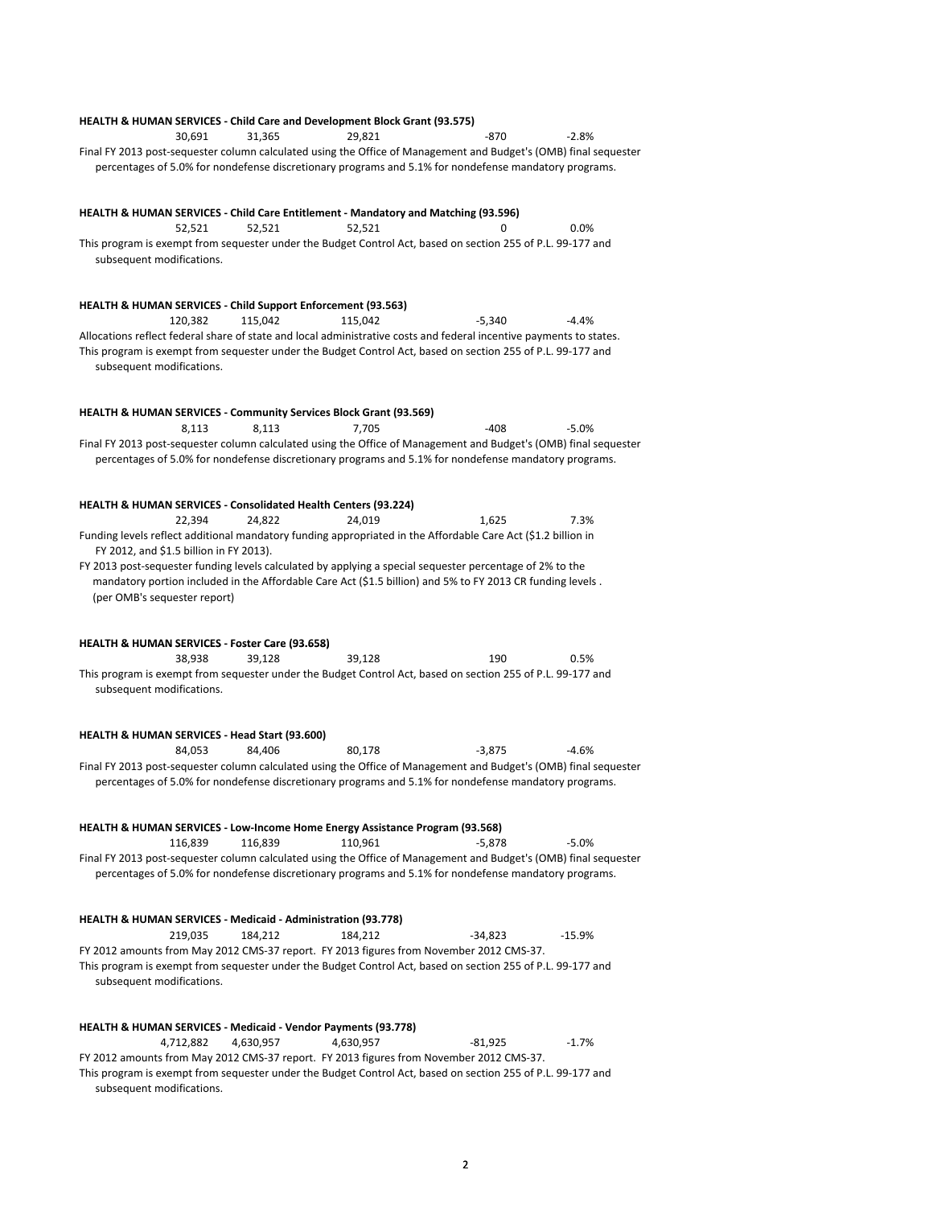**HEALTH & HUMAN SERVICES - Child Care and Development Block Grant (93.575)**

| | | | | |
|---|---|---|---|---|
| 30,691 | 31,365 | 29,821 | -870 | -2.8% |

Final FY 2013 post-sequester column calculated using the Office of Management and Budget's (OMB) final sequester percentages of 5.0% for nondefense discretionary programs and 5.1% for nondefense mandatory programs.

**HEALTH & HUMAN SERVICES - Child Care Entitlement - Mandatory and Matching (93.596)**

| | | | | |
|---|---|---|---|---|
| 52,521 | 52,521 | 52,521 | 0 | 0.0% |

This program is exempt from sequester under the Budget Control Act, based on section 255 of P.L. 99-177 and subsequent modifications.

**HEALTH & HUMAN SERVICES - Child Support Enforcement (93.563)**

| | | | | |
|---|---|---|---|---|
| 120,382 | 115,042 | 115,042 | -5,340 | -4.4% |

Allocations reflect federal share of state and local administrative costs and federal incentive payments to states.
This program is exempt from sequester under the Budget Control Act, based on section 255 of P.L. 99-177 and subsequent modifications.

**HEALTH & HUMAN SERVICES - Community Services Block Grant (93.569)**

| | | | | |
|---|---|---|---|---|
| 8,113 | 8,113 | 7,705 | -408 | -5.0% |

Final FY 2013 post-sequester column calculated using the Office of Management and Budget's (OMB) final sequester percentages of 5.0% for nondefense discretionary programs and 5.1% for nondefense mandatory programs.

**HEALTH & HUMAN SERVICES - Consolidated Health Centers (93.224)**

| | | | | |
|---|---|---|---|---|
| 22,394 | 24,822 | 24,019 | 1,625 | 7.3% |

Funding levels reflect additional mandatory funding appropriated in the Affordable Care Act ($1.2 billion in FY 2012, and $1.5 billion in FY 2013).
FY 2013 post-sequester funding levels calculated by applying a special sequester percentage of 2% to the mandatory portion included in the Affordable Care Act ($1.5 billion) and 5% to FY 2013 CR funding levels . (per OMB's sequester report)

**HEALTH & HUMAN SERVICES - Foster Care (93.658)**

| | | | | |
|---|---|---|---|---|
| 38,938 | 39,128 | 39,128 | 190 | 0.5% |

This program is exempt from sequester under the Budget Control Act, based on section 255 of P.L. 99-177 and subsequent modifications.

**HEALTH & HUMAN SERVICES - Head Start (93.600)**

| | | | | |
|---|---|---|---|---|
| 84,053 | 84,406 | 80,178 | -3,875 | -4.6% |

Final FY 2013 post-sequester column calculated using the Office of Management and Budget's (OMB) final sequester percentages of 5.0% for nondefense discretionary programs and 5.1% for nondefense mandatory programs.

**HEALTH & HUMAN SERVICES - Low-Income Home Energy Assistance Program (93.568)**

| | | | | |
|---|---|---|---|---|
| 116,839 | 116,839 | 110,961 | -5,878 | -5.0% |

Final FY 2013 post-sequester column calculated using the Office of Management and Budget's (OMB) final sequester percentages of 5.0% for nondefense discretionary programs and 5.1% for nondefense mandatory programs.

**HEALTH & HUMAN SERVICES - Medicaid - Administration (93.778)**

| | | | | |
|---|---|---|---|---|
| 219,035 | 184,212 | 184,212 | -34,823 | -15.9% |

FY 2012 amounts from May 2012 CMS-37 report. FY 2013 figures from November 2012 CMS-37.
This program is exempt from sequester under the Budget Control Act, based on section 255 of P.L. 99-177 and subsequent modifications.

**HEALTH & HUMAN SERVICES - Medicaid - Vendor Payments (93.778)**

| | | | | |
|---|---|---|---|---|
| 4,712,882 | 4,630,957 | 4,630,957 | -81,925 | -1.7% |

FY 2012 amounts from May 2012 CMS-37 report. FY 2013 figures from November 2012 CMS-37.
This program is exempt from sequester under the Budget Control Act, based on section 255 of P.L. 99-177 and subsequent modifications.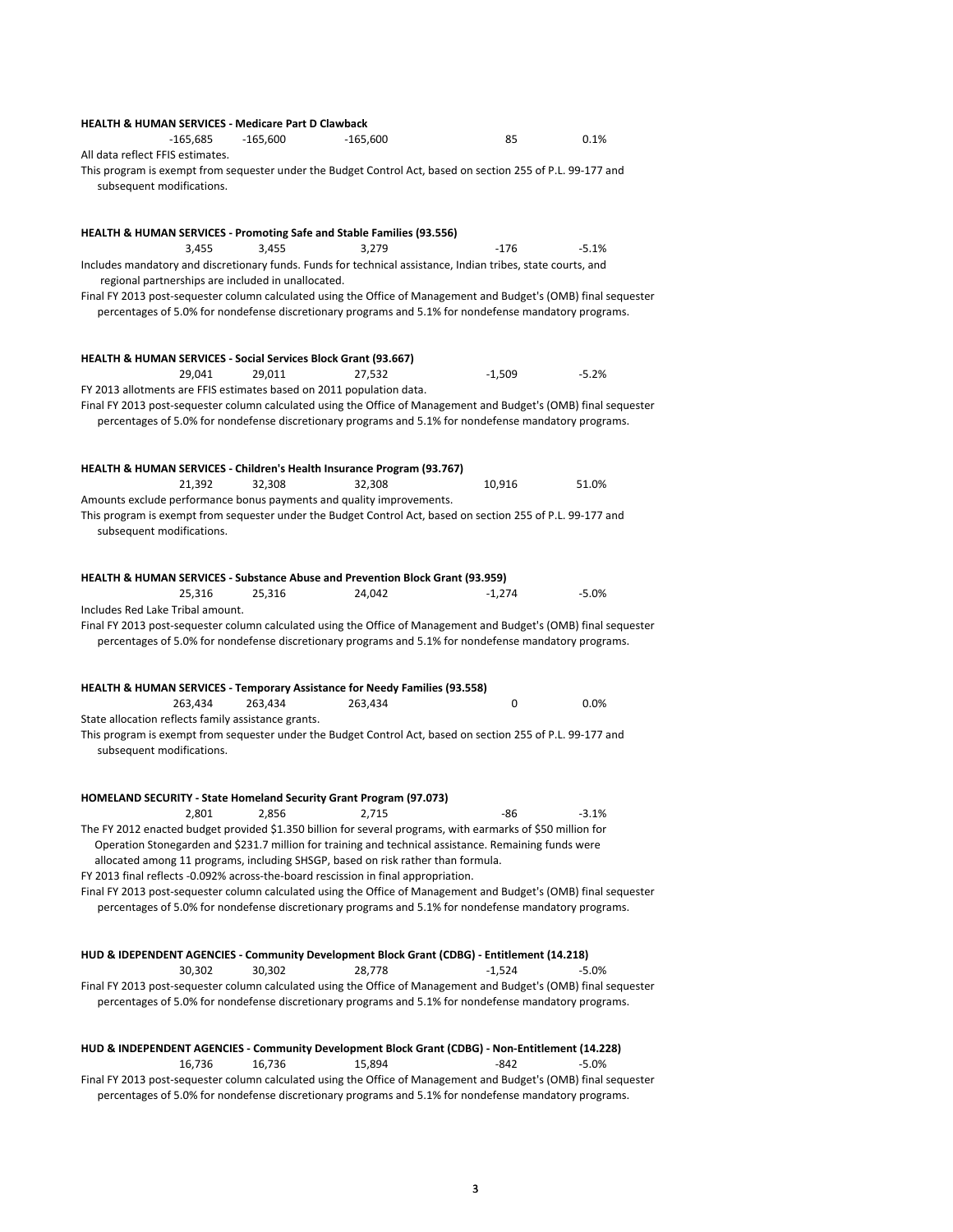**HEALTH & HUMAN SERVICES - Medicare Part D Clawback**

| | | | | |
|---|---|---|---|---|
| -165,685 | -165,600 | -165,600 | 85 | 0.1% |

All data reflect FFIS estimates.

This program is exempt from sequester under the Budget Control Act, based on section 255 of P.L. 99-177 and subsequent modifications.

**HEALTH & HUMAN SERVICES - Promoting Safe and Stable Families (93.556)**

| | | | | |
|---|---|---|---|---|
| 3,455 | 3,455 | 3,279 | -176 | -5.1% |

Includes mandatory and discretionary funds. Funds for technical assistance, Indian tribes, state courts, and regional partnerships are included in unallocated.

Final FY 2013 post-sequester column calculated using the Office of Management and Budget's (OMB) final sequester percentages of 5.0% for nondefense discretionary programs and 5.1% for nondefense mandatory programs.

**HEALTH & HUMAN SERVICES - Social Services Block Grant (93.667)**

| | | | | |
|---|---|---|---|---|
| 29,041 | 29,011 | 27,532 | -1,509 | -5.2% |

FY 2013 allotments are FFIS estimates based on 2011 population data.

Final FY 2013 post-sequester column calculated using the Office of Management and Budget's (OMB) final sequester percentages of 5.0% for nondefense discretionary programs and 5.1% for nondefense mandatory programs.

**HEALTH & HUMAN SERVICES - Children's Health Insurance Program (93.767)**

| | | | | |
|---|---|---|---|---|
| 21,392 | 32,308 | 32,308 | 10,916 | 51.0% |

Amounts exclude performance bonus payments and quality improvements.

This program is exempt from sequester under the Budget Control Act, based on section 255 of P.L. 99-177 and subsequent modifications.

**HEALTH & HUMAN SERVICES - Substance Abuse and Prevention Block Grant (93.959)**

| | | | | |
|---|---|---|---|---|
| 25,316 | 25,316 | 24,042 | -1,274 | -5.0% |

Includes Red Lake Tribal amount.

Final FY 2013 post-sequester column calculated using the Office of Management and Budget's (OMB) final sequester percentages of 5.0% for nondefense discretionary programs and 5.1% for nondefense mandatory programs.

**HEALTH & HUMAN SERVICES - Temporary Assistance for Needy Families (93.558)**

| | | | | |
|---|---|---|---|---|
| 263,434 | 263,434 | 263,434 | 0 | 0.0% |

State allocation reflects family assistance grants.

This program is exempt from sequester under the Budget Control Act, based on section 255 of P.L. 99-177 and subsequent modifications.

**HOMELAND SECURITY - State Homeland Security Grant Program (97.073)**

| | | | | |
|---|---|---|---|---|
| 2,801 | 2,856 | 2,715 | -86 | -3.1% |

The FY 2012 enacted budget provided $1.350 billion for several programs, with earmarks of $50 million for Operation Stonegarden and $231.7 million for training and technical assistance. Remaining funds were allocated among 11 programs, including SHSGP, based on risk rather than formula.

FY 2013 final reflects -0.092% across-the-board rescission in final appropriation.

Final FY 2013 post-sequester column calculated using the Office of Management and Budget's (OMB) final sequester percentages of 5.0% for nondefense discretionary programs and 5.1% for nondefense mandatory programs.

**HUD & IDEPENDENT AGENCIES - Community Development Block Grant (CDBG) - Entitlement (14.218)**

| | | | | |
|---|---|---|---|---|
| 30,302 | 30,302 | 28,778 | -1,524 | -5.0% |

Final FY 2013 post-sequester column calculated using the Office of Management and Budget's (OMB) final sequester percentages of 5.0% for nondefense discretionary programs and 5.1% for nondefense mandatory programs.

**HUD & INDEPENDENT AGENCIES - Community Development Block Grant (CDBG) - Non-Entitlement (14.228)**

| | | | | |
|---|---|---|---|---|
| 16,736 | 16,736 | 15,894 | -842 | -5.0% |

Final FY 2013 post-sequester column calculated using the Office of Management and Budget's (OMB) final sequester percentages of 5.0% for nondefense discretionary programs and 5.1% for nondefense mandatory programs.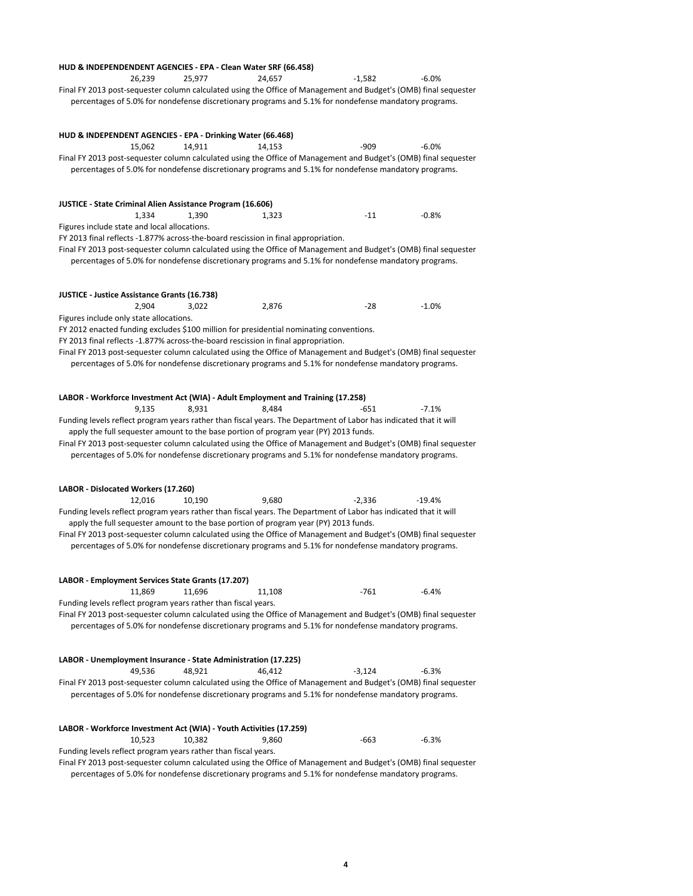**HUD & INDEPENDENDENT AGENCIES - EPA - Clean Water SRF (66.458)**

| | | | | |
|---|---|---|---|---|
| 26,239 | 25,977 | 24,657 | -1,582 | -6.0% |

Final FY 2013 post-sequester column calculated using the Office of Management and Budget's (OMB) final sequester percentages of 5.0% for nondefense discretionary programs and 5.1% for nondefense mandatory programs.

**HUD & INDEPENDENT AGENCIES - EPA - Drinking Water (66.468)**

| | | | | |
|---|---|---|---|---|
| 15,062 | 14,911 | 14,153 | -909 | -6.0% |

Final FY 2013 post-sequester column calculated using the Office of Management and Budget's (OMB) final sequester percentages of 5.0% for nondefense discretionary programs and 5.1% for nondefense mandatory programs.

**JUSTICE - State Criminal Alien Assistance Program (16.606)**

| | | | | |
|---|---|---|---|---|
| 1,334 | 1,390 | 1,323 | -11 | -0.8% |

Figures include state and local allocations.
FY 2013 final reflects -1.877% across-the-board rescission in final appropriation.
Final FY 2013 post-sequester column calculated using the Office of Management and Budget's (OMB) final sequester percentages of 5.0% for nondefense discretionary programs and 5.1% for nondefense mandatory programs.

**JUSTICE - Justice Assistance Grants (16.738)**

| | | | | |
|---|---|---|---|---|
| 2,904 | 3,022 | 2,876 | -28 | -1.0% |

Figures include only state allocations.
FY 2012 enacted funding excludes $100 million for presidential nominating conventions.
FY 2013 final reflects -1.877% across-the-board rescission in final appropriation.
Final FY 2013 post-sequester column calculated using the Office of Management and Budget's (OMB) final sequester percentages of 5.0% for nondefense discretionary programs and 5.1% for nondefense mandatory programs.

**LABOR - Workforce Investment Act (WIA) - Adult Employment and Training (17.258)**

| | | | | |
|---|---|---|---|---|
| 9,135 | 8,931 | 8,484 | -651 | -7.1% |

Funding levels reflect program years rather than fiscal years. The Department of Labor has indicated that it will apply the full sequester amount to the base portion of program year (PY) 2013 funds.
Final FY 2013 post-sequester column calculated using the Office of Management and Budget's (OMB) final sequester percentages of 5.0% for nondefense discretionary programs and 5.1% for nondefense mandatory programs.

**LABOR - Dislocated Workers (17.260)**

| | | | | |
|---|---|---|---|---|
| 12,016 | 10,190 | 9,680 | -2,336 | -19.4% |

Funding levels reflect program years rather than fiscal years. The Department of Labor has indicated that it will apply the full sequester amount to the base portion of program year (PY) 2013 funds.
Final FY 2013 post-sequester column calculated using the Office of Management and Budget's (OMB) final sequester percentages of 5.0% for nondefense discretionary programs and 5.1% for nondefense mandatory programs.

**LABOR - Employment Services State Grants (17.207)**

| | | | | |
|---|---|---|---|---|
| 11,869 | 11,696 | 11,108 | -761 | -6.4% |

Funding levels reflect program years rather than fiscal years.
Final FY 2013 post-sequester column calculated using the Office of Management and Budget's (OMB) final sequester percentages of 5.0% for nondefense discretionary programs and 5.1% for nondefense mandatory programs.

**LABOR - Unemployment Insurance - State Administration (17.225)**

| | | | | |
|---|---|---|---|---|
| 49,536 | 48,921 | 46,412 | -3,124 | -6.3% |

Final FY 2013 post-sequester column calculated using the Office of Management and Budget's (OMB) final sequester percentages of 5.0% for nondefense discretionary programs and 5.1% for nondefense mandatory programs.

**LABOR - Workforce Investment Act (WIA) - Youth Activities (17.259)**

| | | | | |
|---|---|---|---|---|
| 10,523 | 10,382 | 9,860 | -663 | -6.3% |

Funding levels reflect program years rather than fiscal years.
Final FY 2013 post-sequester column calculated using the Office of Management and Budget's (OMB) final sequester percentages of 5.0% for nondefense discretionary programs and 5.1% for nondefense mandatory programs.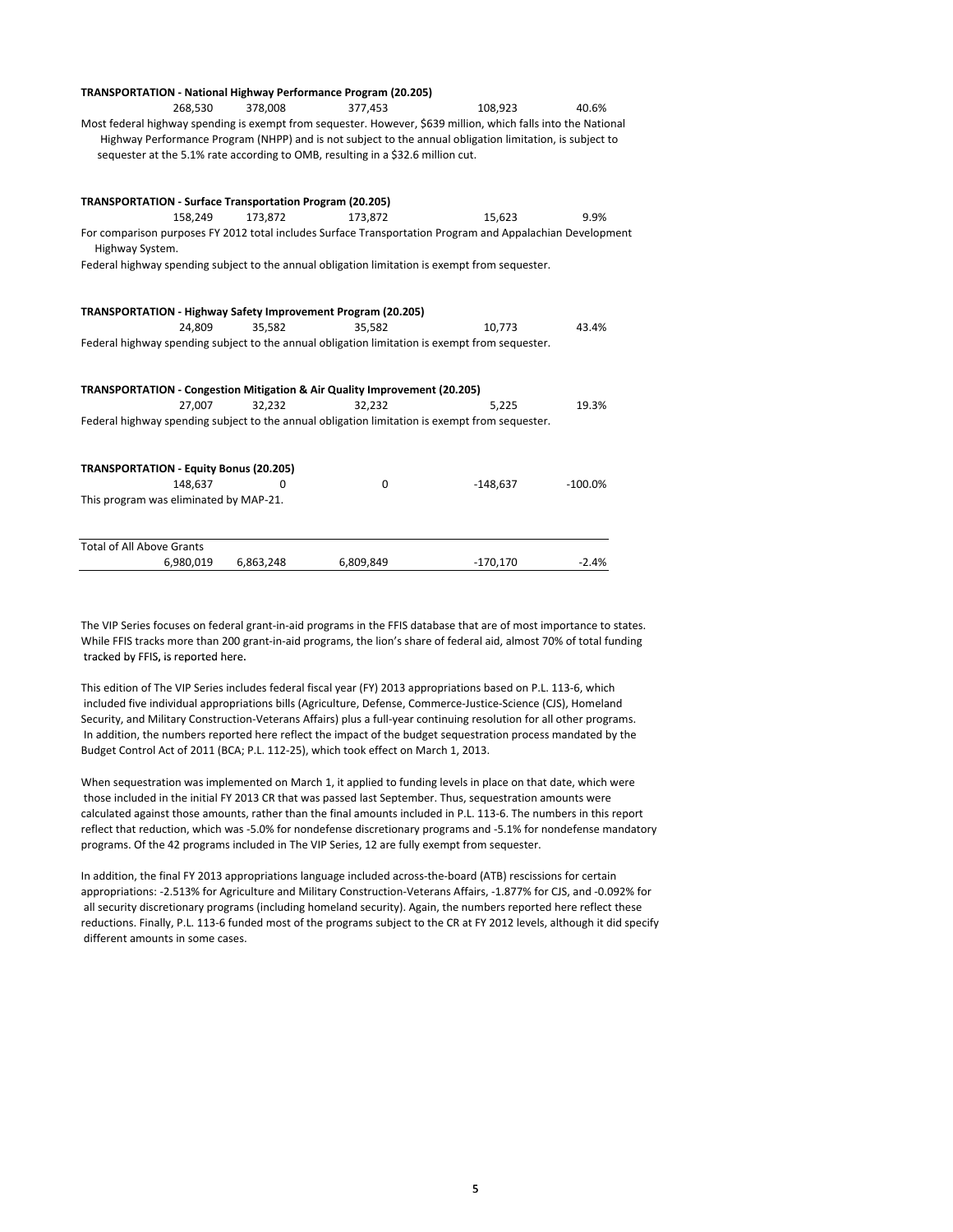**TRANSPORTATION - National Highway Performance Program (20.205)**

| | | | | |
|---|---|---|---|---|
| 268,530 | 378,008 | 377,453 | 108,923 | 40.6% |

Most federal highway spending is exempt from sequester. However, $639 million, which falls into the National Highway Performance Program (NHPP) and is not subject to the annual obligation limitation, is subject to sequester at the 5.1% rate according to OMB, resulting in a $32.6 million cut.

**TRANSPORTATION - Surface Transportation Program (20.205)**

| | | | | |
|---|---|---|---|---|
| 158,249 | 173,872 | 173,872 | 15,623 | 9.9% |

For comparison purposes FY 2012 total includes Surface Transportation Program and Appalachian Development Highway System.

Federal highway spending subject to the annual obligation limitation is exempt from sequester.

**TRANSPORTATION - Highway Safety Improvement Program (20.205)**

| | | | | |
|---|---|---|---|---|
| 24,809 | 35,582 | 35,582 | 10,773 | 43.4% |

Federal highway spending subject to the annual obligation limitation is exempt from sequester.

**TRANSPORTATION - Congestion Mitigation & Air Quality Improvement (20.205)**

| | | | | |
|---|---|---|---|---|
| 27,007 | 32,232 | 32,232 | 5,225 | 19.3% |

Federal highway spending subject to the annual obligation limitation is exempt from sequester.

**TRANSPORTATION - Equity Bonus (20.205)**

| | | | | |
|---|---|---|---|---|
| 148,637 | 0 | 0 | -148,637 | -100.0% |

This program was eliminated by MAP-21.

Total of All Above Grants

| | | | | |
|---|---|---|---|---|
| 6,980,019 | 6,863,248 | 6,809,849 | -170,170 | -2.4% |

The VIP Series focuses on federal grant-in-aid programs in the FFIS database that are of most importance to states. While FFIS tracks more than 200 grant-in-aid programs, the lion's share of federal aid, almost 70% of total funding tracked by FFIS, is reported here.

This edition of The VIP Series includes federal fiscal year (FY) 2013 appropriations based on P.L. 113-6, which included five individual appropriations bills (Agriculture, Defense, Commerce-Justice-Science (CJS), Homeland Security, and Military Construction-Veterans Affairs) plus a full-year continuing resolution for all other programs. In addition, the numbers reported here reflect the impact of the budget sequestration process mandated by the Budget Control Act of 2011 (BCA; P.L. 112-25), which took effect on March 1, 2013.

When sequestration was implemented on March 1, it applied to funding levels in place on that date, which were those included in the initial FY 2013 CR that was passed last September. Thus, sequestration amounts were calculated against those amounts, rather than the final amounts included in P.L. 113-6. The numbers in this report reflect that reduction, which was -5.0% for nondefense discretionary programs and -5.1% for nondefense mandatory programs. Of the 42 programs included in The VIP Series, 12 are fully exempt from sequester.

In addition, the final FY 2013 appropriations language included across-the-board (ATB) rescissions for certain appropriations: -2.513% for Agriculture and Military Construction-Veterans Affairs, -1.877% for CJS, and -0.092% for all security discretionary programs (including homeland security). Again, the numbers reported here reflect these reductions. Finally, P.L. 113-6 funded most of the programs subject to the CR at FY 2012 levels, although it did specify different amounts in some cases.